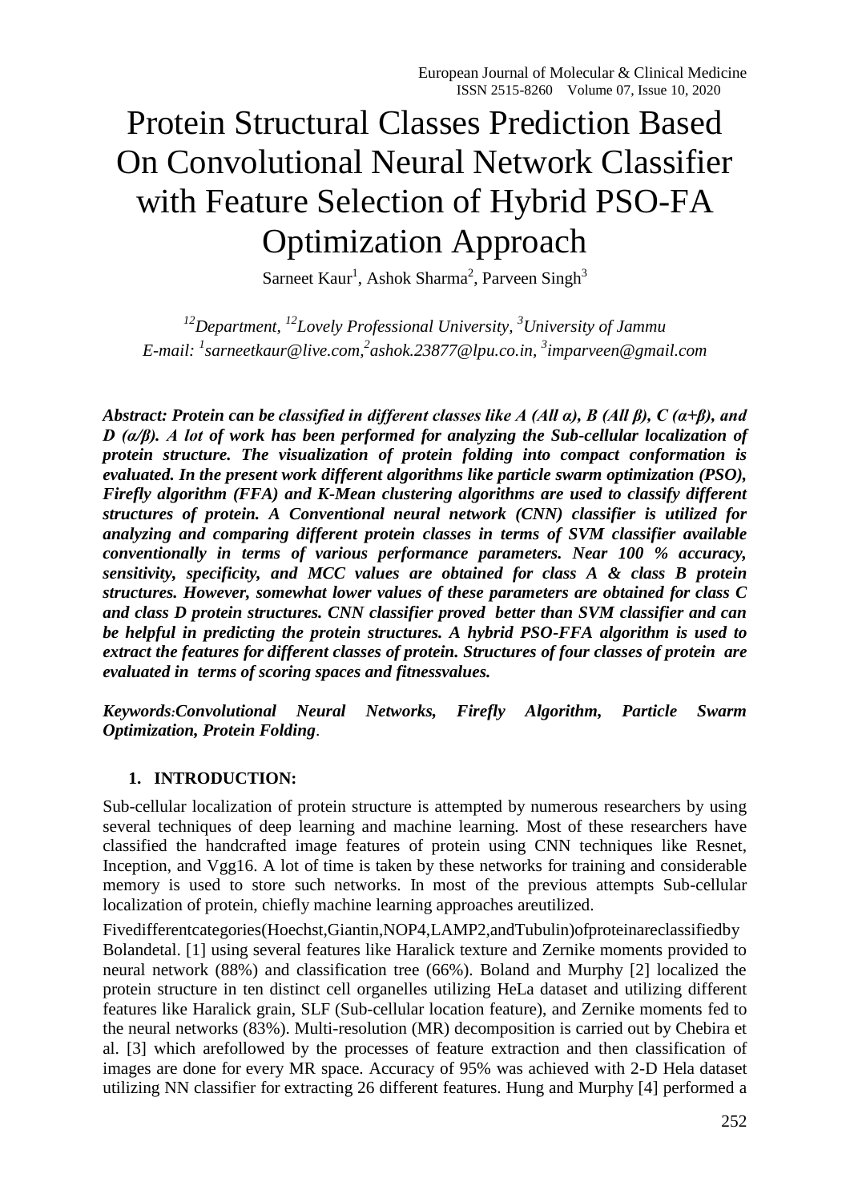# Protein Structural Classes Prediction Based On Convolutional Neural Network Classifier with Feature Selection of Hybrid PSO-FA Optimization Approach

Sarneet Kaur[1], Ashok Sharma[2], Parveen Singh[3]

*[12]Department, [12]Lovely Professional University, [3]University of Jammu*
*E-mail: [1]sarneetkaur@live.com,[2]ashok.23877@lpu.co.in, [3]imparveen@gmail.com*

***Abstract: Protein can be classified in different classes like A (All α), B (All β), C (α+β), and D (α/β). A lot of work has been performed for analyzing the Sub-cellular localization of protein structure. The visualization of protein folding into compact conformation is evaluated. In the present work different algorithms like particle swarm optimization (PSO), Firefly algorithm (FFA) and K-Mean clustering algorithms are used to classify different structures of protein. A Conventional neural network (CNN) classifier is utilized for analyzing and comparing different protein classes in terms of SVM classifier available conventionally in terms of various performance parameters. Near 100 % accuracy, sensitivity, specificity, and MCC values are obtained for class A & class B protein structures. However, somewhat lower values of these parameters are obtained for class C and class D protein structures. CNN classifier proved better than SVM classifier and can be helpful in predicting the protein structures. A hybrid PSO-FFA algorithm is used to extract the features for different classes of protein. Structures of four classes of protein are evaluated in terms of scoring spaces and fitnessvalues.***

***Keywords:Convolutional Neural Networks, Firefly Algorithm, Particle Swarm Optimization, Protein Folding.***

## 1. INTRODUCTION:

Sub-cellular localization of protein structure is attempted by numerous researchers by using several techniques of deep learning and machine learning. Most of these researchers have classified the handcrafted image features of protein using CNN techniques like Resnet, Inception, and Vgg16. A lot of time is taken by these networks for training and considerable memory is used to store such networks. In most of the previous attempts Sub-cellular localization of protein, chiefly machine learning approaches areutilized.

Fivedifferentcategories(Hoechst,Giantin,NOP4,LAMP2,andTubulin)ofproteinareclassifiedby Bolandetal. [1] using several features like Haralick texture and Zernike moments provided to neural network (88%) and classification tree (66%). Boland and Murphy [2] localized the protein structure in ten distinct cell organelles utilizing HeLa dataset and utilizing different features like Haralick grain, SLF (Sub-cellular location feature), and Zernike moments fed to the neural networks (83%). Multi-resolution (MR) decomposition is carried out by Chebira et al. [3] which arefollowed by the processes of feature extraction and then classification of images are done for every MR space. Accuracy of 95% was achieved with 2-D Hela dataset utilizing NN classifier for extracting 26 different features. Hung and Murphy [4] performed a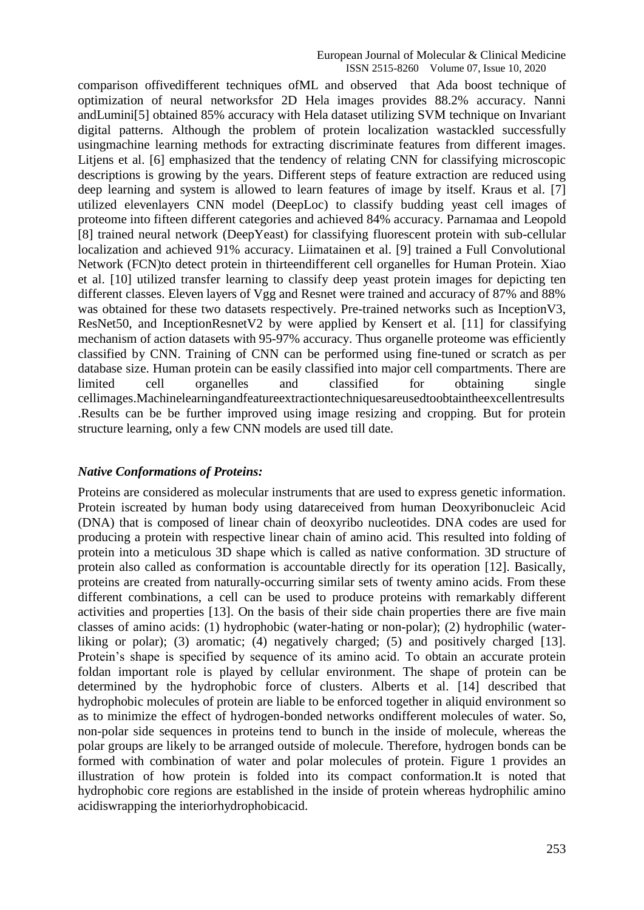comparison offivedifferent techniques ofML and observed that Ada boost technique of optimization of neural networksfor 2D Hela images provides 88.2% accuracy. Nanni andLumini[5] obtained 85% accuracy with Hela dataset utilizing SVM technique on Invariant digital patterns. Although the problem of protein localization wastackled successfully usingmachine learning methods for extracting discriminate features from different images. Litjens et al. [6] emphasized that the tendency of relating CNN for classifying microscopic descriptions is growing by the years. Different steps of feature extraction are reduced using deep learning and system is allowed to learn features of image by itself. Kraus et al. [7] utilized elevenlayers CNN model (DeepLoc) to classify budding yeast cell images of proteome into fifteen different categories and achieved 84% accuracy. Parnamaa and Leopold [8] trained neural network (DeepYeast) for classifying fluorescent protein with sub-cellular localization and achieved 91% accuracy. Liimatainen et al. [9] trained a Full Convolutional Network (FCN)to detect protein in thirteendifferent cell organelles for Human Protein. Xiao et al. [10] utilized transfer learning to classify deep yeast protein images for depicting ten different classes. Eleven layers of Vgg and Resnet were trained and accuracy of 87% and 88% was obtained for these two datasets respectively. Pre-trained networks such as InceptionV3, ResNet50, and InceptionResnetV2 by were applied by Kensert et al. [11] for classifying mechanism of action datasets with 95-97% accuracy. Thus organelle proteome was efficiently classified by CNN. Training of CNN can be performed using fine-tuned or scratch as per database size. Human protein can be easily classified into major cell compartments. There are limited cell organelles and classified for obtaining single cellimages.Machinelearningandfeatureextractiontechniquesareusedtoobtaintheexcellentresults .Results can be be further improved using image resizing and cropping. But for protein structure learning, only a few CNN models are used till date.

### *Native Conformations of Proteins:*

Proteins are considered as molecular instruments that are used to express genetic information. Protein iscreated by human body using datareceived from human Deoxyribonucleic Acid (DNA) that is composed of linear chain of deoxyribo nucleotides. DNA codes are used for producing a protein with respective linear chain of amino acid. This resulted into folding of protein into a meticulous 3D shape which is called as native conformation. 3D structure of protein also called as conformation is accountable directly for its operation [12]. Basically, proteins are created from naturally-occurring similar sets of twenty amino acids. From these different combinations, a cell can be used to produce proteins with remarkably different activities and properties [13]. On the basis of their side chain properties there are five main classes of amino acids: (1) hydrophobic (water-hating or non-polar); (2) hydrophilic (water-liking or polar); (3) aromatic; (4) negatively charged; (5) and positively charged [13]. Protein's shape is specified by sequence of its amino acid. To obtain an accurate protein foldan important role is played by cellular environment. The shape of protein can be determined by the hydrophobic force of clusters. Alberts et al. [14] described that hydrophobic molecules of protein are liable to be enforced together in aliquid environment so as to minimize the effect of hydrogen-bonded networks ondifferent molecules of water. So, non-polar side sequences in proteins tend to bunch in the inside of molecule, whereas the polar groups are likely to be arranged outside of molecule. Therefore, hydrogen bonds can be formed with combination of water and polar molecules of protein. Figure 1 provides an illustration of how protein is folded into its compact conformation.It is noted that hydrophobic core regions are established in the inside of protein whereas hydrophilic amino acidiswrapping the interiorhydrophobicacid.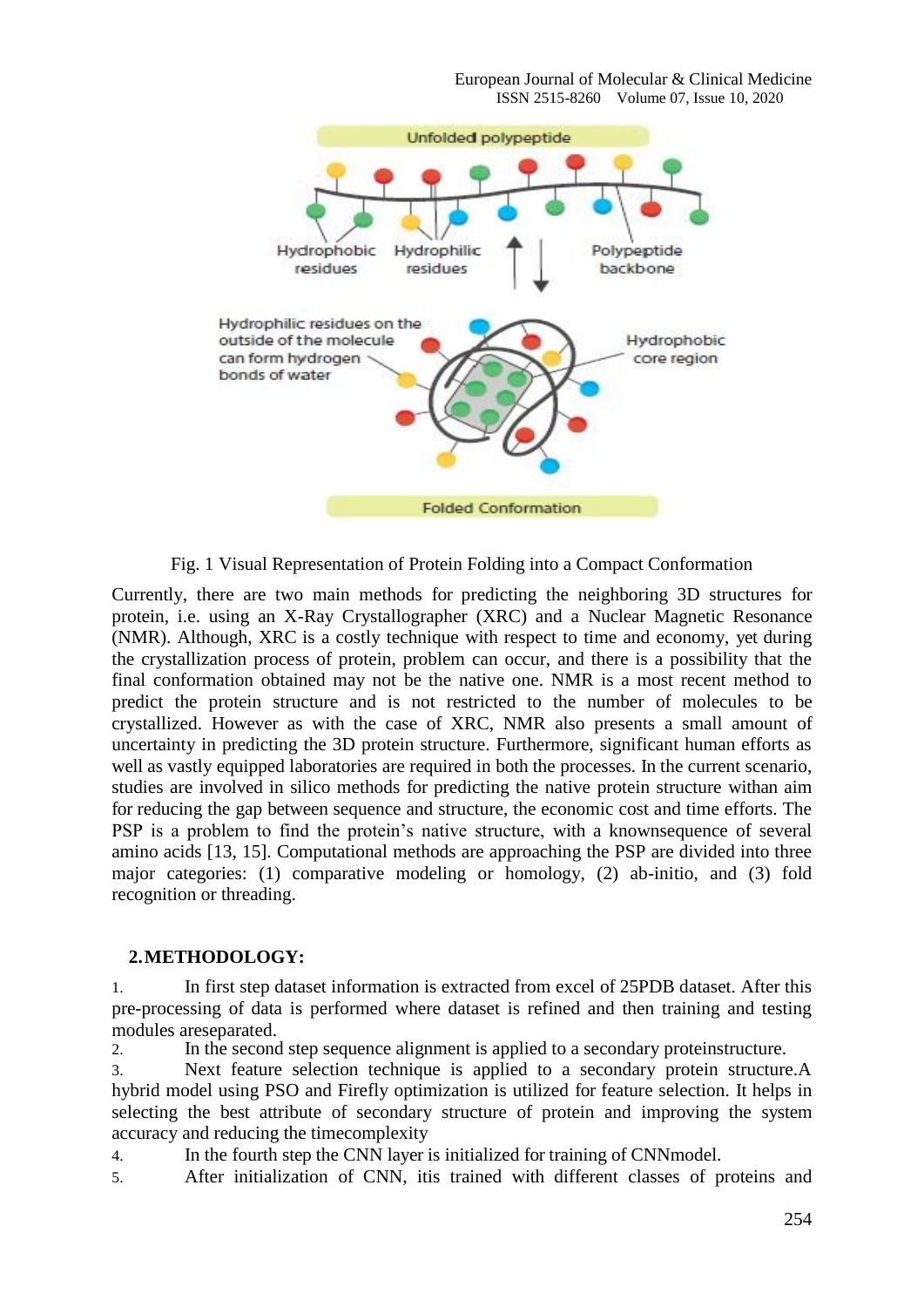Fig. 1 Visual Representation of Protein Folding into a Compact Conformation

Currently, there are two main methods for predicting the neighboring 3D structures for protein, i.e. using an X-Ray Crystallographer (XRC) and a Nuclear Magnetic Resonance (NMR). Although, XRC is a costly technique with respect to time and economy, yet during the crystallization process of protein, problem can occur, and there is a possibility that the final conformation obtained may not be the native one. NMR is a most recent method to predict the protein structure and is not restricted to the number of molecules to be crystallized. However as with the case of XRC, NMR also presents a small amount of uncertainty in predicting the 3D protein structure. Furthermore, significant human efforts as well as vastly equipped laboratories are required in both the processes. In the current scenario, studies are involved in silico methods for predicting the native protein structure withan aim for reducing the gap between sequence and structure, the economic cost and time efforts. The PSP is a problem to find the protein's native structure, with a knownsequence of several amino acids [13, 15]. Computational methods are approaching the PSP are divided into three major categories: (1) comparative modeling or homology, (2) ab-initio, and (3) fold recognition or threading.

## 2. METHODOLOGY:

1. In first step dataset information is extracted from excel of 25PDB dataset. After this pre-processing of data is performed where dataset is refined and then training and testing modules areseparated.
2. In the second step sequence alignment is applied to a secondary proteinstructure.
3. Next feature selection technique is applied to a secondary protein structure.A hybrid model using PSO and Firefly optimization is utilized for feature selection. It helps in selecting the best attribute of secondary structure of protein and improving the system accuracy and reducing the timecomplexity
4. In the fourth step the CNN layer is initialized for training of CNNmodel.
5. After initialization of CNN, itis trained with different classes of proteins and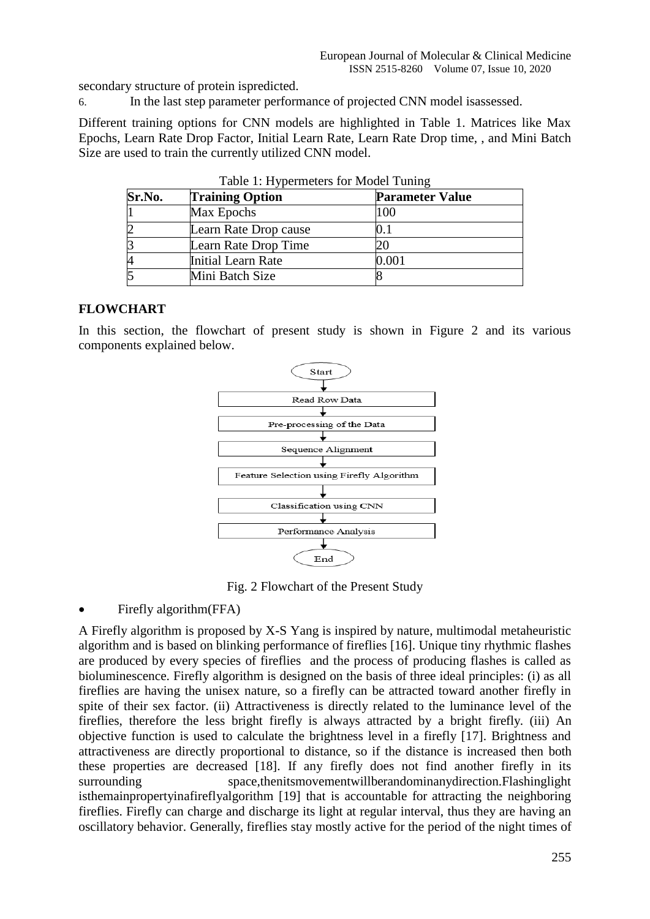secondary structure of protein ispredicted.

6. In the last step parameter performance of projected CNN model isassessed.

Different training options for CNN models are highlighted in Table 1. Matrices like Max Epochs, Learn Rate Drop Factor, Initial Learn Rate, Learn Rate Drop time, , and Mini Batch Size are used to train the currently utilized CNN model.

Table 1: Hypermeters for Model Tuning

| Sr.No. | Training Option | Parameter Value |
|---|---|---|
| 1 | Max Epochs | 100 |
| 2 | Learn Rate Drop cause | 0.1 |
| 3 | Learn Rate Drop Time | 20 |
| 4 | Initial Learn Rate | 0.001 |
| 5 | Mini Batch Size | 8 |

## FLOWCHART

In this section, the flowchart of present study is shown in Figure 2 and its various components explained below.

Start → Read Row Data → Pre-processing of the Data → Sequence Alignment → Feature Selection using Firefly Algorithm → Classification using CNN → Performance Analysis → End

Fig. 2 Flowchart of the Present Study

- Firefly algorithm(FFA)

A Firefly algorithm is proposed by X-S Yang is inspired by nature, multimodal metaheuristic algorithm and is based on blinking performance of fireflies [16]. Unique tiny rhythmic flashes are produced by every species of fireflies and the process of producing flashes is called as bioluminescence. Firefly algorithm is designed on the basis of three ideal principles: (i) as all fireflies are having the unisex nature, so a firefly can be attracted toward another firefly in spite of their sex factor. (ii) Attractiveness is directly related to the luminance level of the fireflies, therefore the less bright firefly is always attracted by a bright firefly. (iii) An objective function is used to calculate the brightness level in a firefly [17]. Brightness and attractiveness are directly proportional to distance, so if the distance is increased then both these properties are decreased [18]. If any firefly does not find another firefly in its surrounding space,thenitsmovementwillberandominanydirection.Flashinglight isthemainpropertyinafireflyalgorithm [19] that is accountable for attracting the neighboring fireflies. Firefly can charge and discharge its light at regular interval, thus they are having an oscillatory behavior. Generally, fireflies stay mostly active for the period of the night times of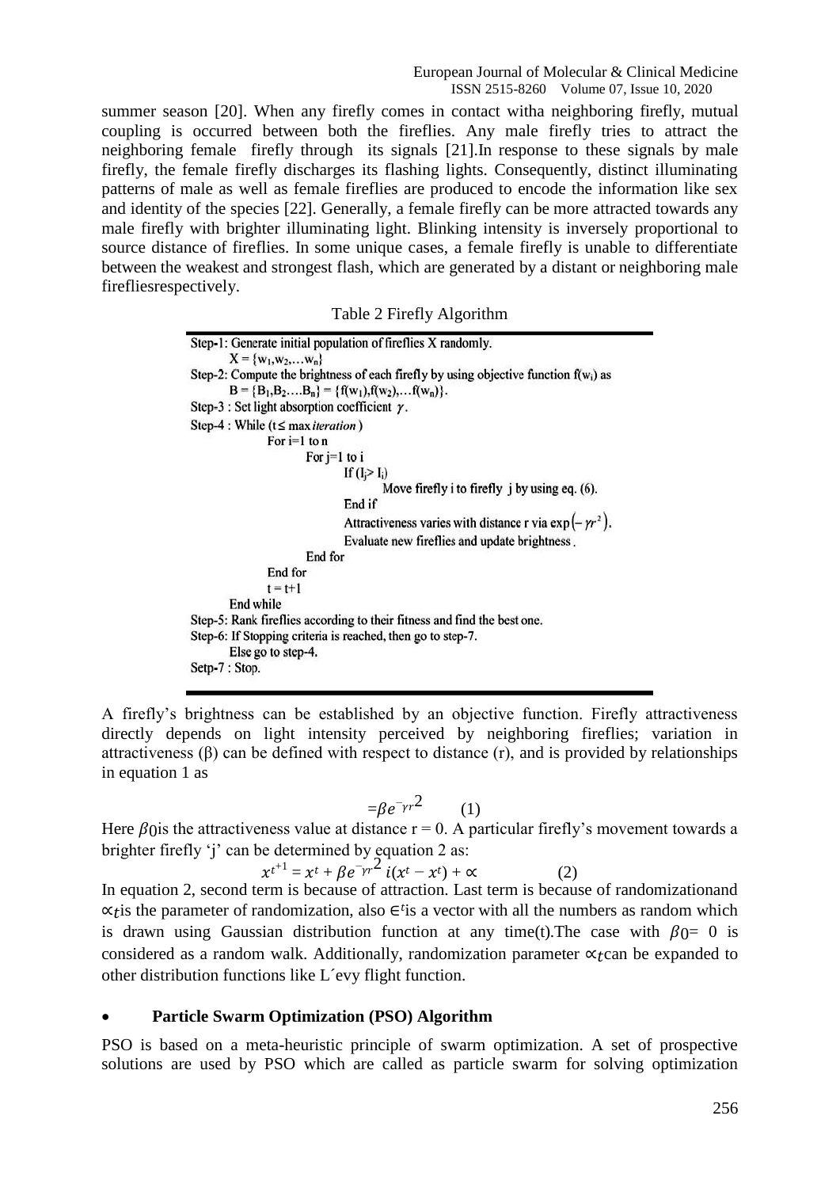summer season [20]. When any firefly comes in contact witha neighboring firefly, mutual coupling is occurred between both the fireflies. Any male firefly tries to attract the neighboring female firefly through its signals [21].In response to these signals by male firefly, the female firefly discharges its flashing lights. Consequently, distinct illuminating patterns of male as well as female fireflies are produced to encode the information like sex and identity of the species [22]. Generally, a female firefly can be more attracted towards any male firefly with brighter illuminating light. Blinking intensity is inversely proportional to source distance of fireflies. In some unique cases, a female firefly is unable to differentiate between the weakest and strongest flash, which are generated by a distant or neighboring male firefliesrespectively.

Table 2 Firefly Algorithm

```
Step-1: Generate initial population of fireflies X randomly.
        X = {w1,w2,...wn}
Step-2: Compute the brightness of each firefly by using objective function f(wi) as
        B = {B1,B2....Bn} = {f(w1),f(w2),...f(wn)}.
Step-3 : Set light absorption coefficient γ.
Step-4 : While (t ≤ max iteration)
            For i=1 to n
                For j=1 to i
                    If (Ij > Ii)
                        Move firefly i to firefly j by using eq. (6).
                    End if
                    Attractiveness varies with distance r via exp(−γr²).
                    Evaluate new fireflies and update brightness.
                End for
            End for
            t = t+1
        End while
Step-5: Rank fireflies according to their fitness and find the best one.
Step-6: If Stopping criteria is reached, then go to step-7.
        Else go to step-4.
Setp-7 : Stop.
```

A firefly's brightness can be established by an objective function. Firefly attractiveness directly depends on light intensity perceived by neighboring fireflies; variation in attractiveness (β) can be defined with respect to distance (r), and is provided by relationships in equation 1 as

$$=\beta e^{-\gamma r^2} \quad (1)$$

Here $\beta_0$is the attractiveness value at distance r = 0. A particular firefly's movement towards a brighter firefly 'j' can be determined by equation 2 as:

$$x^{t+1} = x^t + \beta e^{-\gamma r^2} i(x^t - x^t) + \propto \quad (2)$$

In equation 2, second term is because of attraction. Last term is because of randomizationand $\propto_t$is the parameter of randomization, also $\in^t$is a vector with all the numbers as random which is drawn using Gaussian distribution function at any time(t).The case with $\beta_0$= 0 is considered as a random walk. Additionally, randomization parameter $\propto_t$can be expanded to other distribution functions like L´evy flight function.

- **Particle Swarm Optimization (PSO) Algorithm**

PSO is based on a meta-heuristic principle of swarm optimization. A set of prospective solutions are used by PSO which are called as particle swarm for solving optimization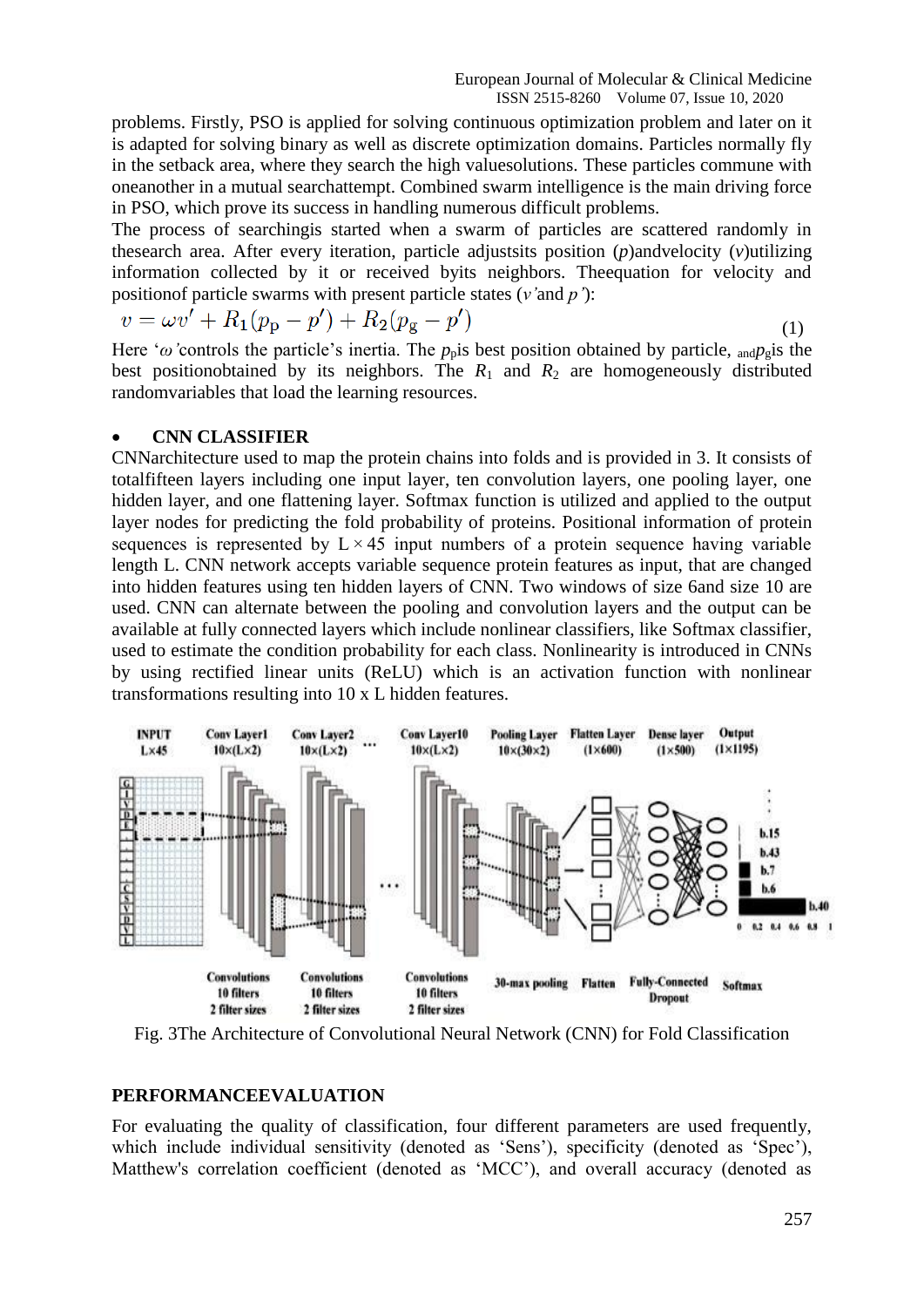problems. Firstly, PSO is applied for solving continuous optimization problem and later on it is adapted for solving binary as well as discrete optimization domains. Particles normally fly in the setback area, where they search the high valuesolutions. These particles commune with oneanother in a mutual searchattempt. Combined swarm intelligence is the main driving force in PSO, which prove its success in handling numerous difficult problems.

The process of searchingis started when a swarm of particles are scattered randomly in thesearch area. After every iteration, particle adjustsits position ($p$)andvelocity ($v$)utilizing information collected by it or received byits neighbors. Theequation for velocity and positionof particle swarms with present particle states ($v'$and $p'$):

$$v = \omega v' + R_1(p_{\mathrm{p}} - p') + R_2(p_{\mathrm{g}} - p') \tag{1}$$

Here '$\omega$'controls the particle's inertia. The $p_{\mathrm{p}}$is best position obtained by particle, and$p_{\mathrm{g}}$is the best positionobtained by its neighbors. The $R_1$ and $R_2$ are homogeneously distributed randomvariables that load the learning resources.

- **CNN CLASSIFIER**

CNNarchitecture used to map the protein chains into folds and is provided in 3. It consists of totalfifteen layers including one input layer, ten convolution layers, one pooling layer, one hidden layer, and one flattening layer. Softmax function is utilized and applied to the output layer nodes for predicting the fold probability of proteins. Positional information of protein sequences is represented by $L \times 45$ input numbers of a protein sequence having variable length L. CNN network accepts variable sequence protein features as input, that are changed into hidden features using ten hidden layers of CNN. Two windows of size 6and size 10 are used. CNN can alternate between the pooling and convolution layers and the output can be available at fully connected layers which include nonlinear classifiers, like Softmax classifier, used to estimate the condition probability for each class. Nonlinearity is introduced in CNNs by using rectified linear units (ReLU) which is an activation function with nonlinear transformations resulting into 10 x L hidden features.

Fig. 3The Architecture of Convolutional Neural Network (CNN) for Fold Classification

## PERFORMANCEEVALUATION

For evaluating the quality of classification, four different parameters are used frequently, which include individual sensitivity (denoted as 'Sens'), specificity (denoted as 'Spec'), Matthew's correlation coefficient (denoted as 'MCC'), and overall accuracy (denoted as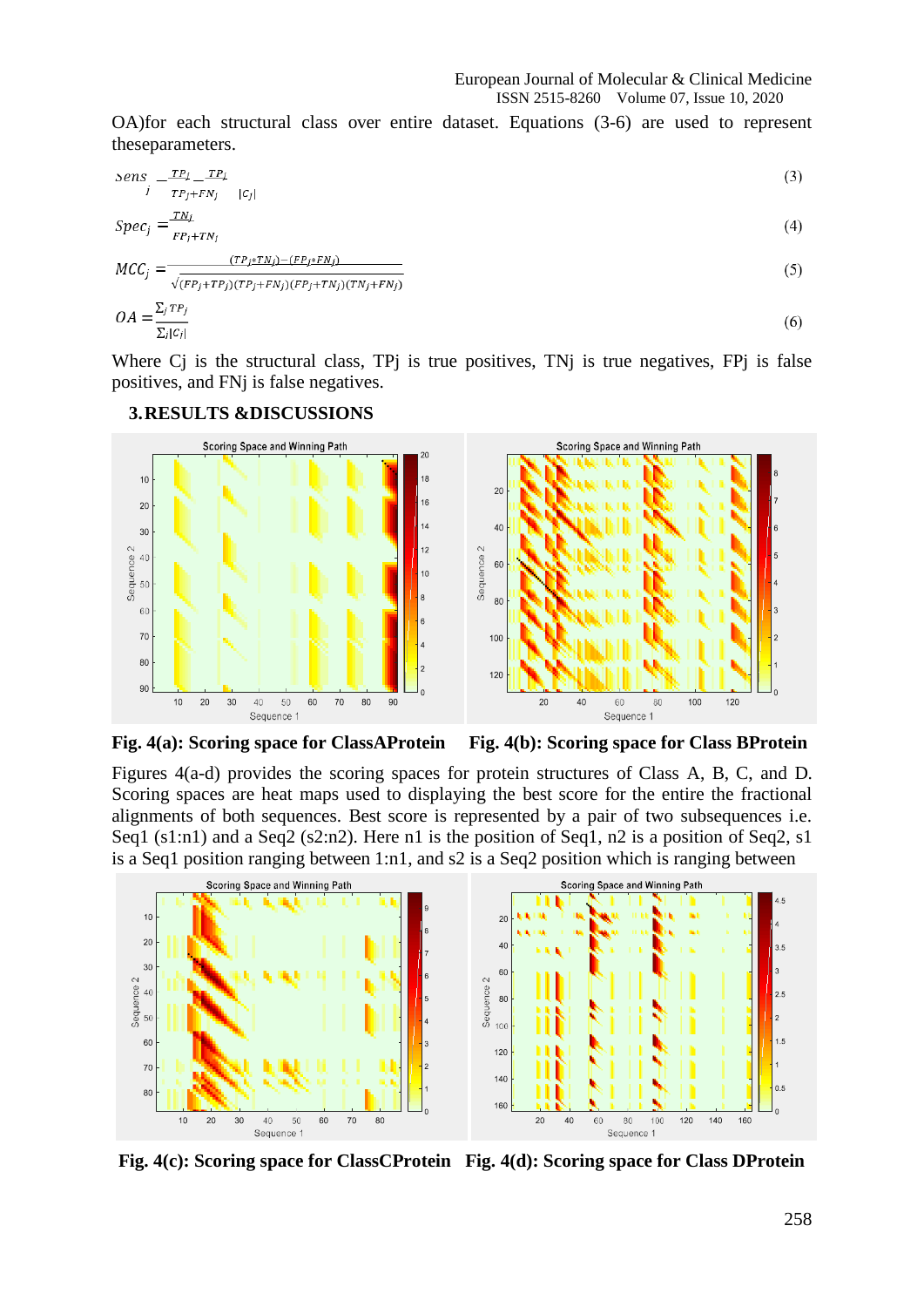OA)for each structural class over entire dataset. Equations (3-6) are used to represent theseparameters.

$$Sens_j = \frac{TP_j}{TP_j + FN_j} = \frac{TP_j}{|C_j|} \tag{3}$$

$$Spec_j = \frac{TN_j}{FP_j + TN_j} \tag{4}$$

$$MCC_j = \frac{(TP_j * TN_j) - (FP_j * FN_j)}{\sqrt{(FP_j + TP_j)(TP_j + FN_j)(FP_j + TN_j)(TN_j + FN_j)}} \tag{5}$$

$$OA = \frac{\sum_j TP_j}{\sum_j |C_j|} \tag{6}$$

Where Cj is the structural class, TPj is true positives, TNj is true negatives, FPj is false positives, and FNj is false negatives.

## 3. RESULTS &DISCUSSIONS

**Fig. 4(a): Scoring space for ClassAProtein** **Fig. 4(b): Scoring space for Class BProtein**

Figures 4(a-d) provides the scoring spaces for protein structures of Class A, B, C, and D. Scoring spaces are heat maps used to displaying the best score for the entire the fractional alignments of both sequences. Best score is represented by a pair of two subsequences i.e. Seq1 (s1:n1) and a Seq2 (s2:n2). Here n1 is the position of Seq1, n2 is a position of Seq2, s1 is a Seq1 position ranging between 1:n1, and s2 is a Seq2 position which is ranging between

**Fig. 4(c): Scoring space for ClassCProtein** **Fig. 4(d): Scoring space for Class DProtein**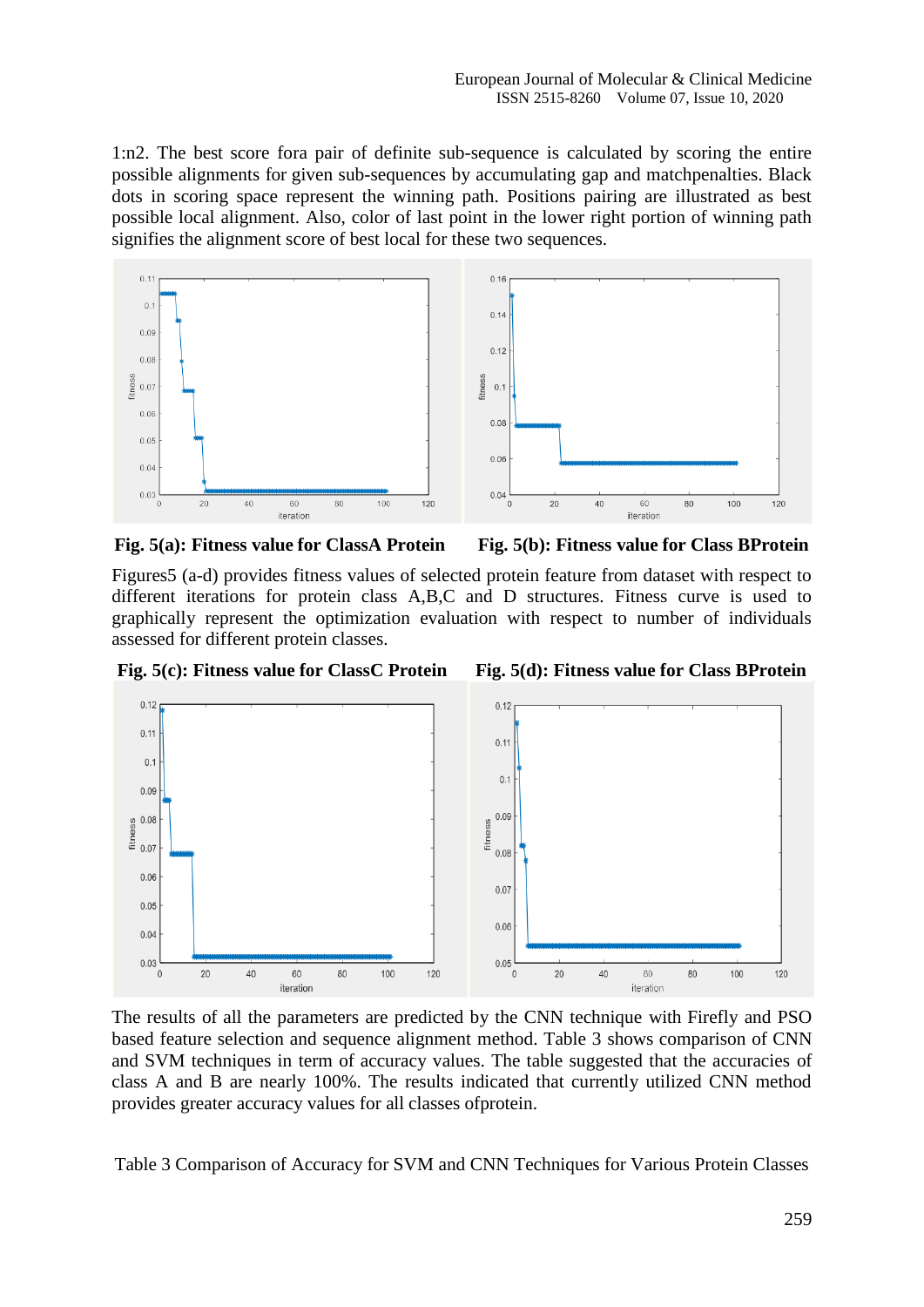1:n2. The best score fora pair of definite sub-sequence is calculated by scoring the entire possible alignments for given sub-sequences by accumulating gap and matchpenalties. Black dots in scoring space represent the winning path. Positions pairing are illustrated as best possible local alignment. Also, color of last point in the lower right portion of winning path signifies the alignment score of best local for these two sequences.

**Fig. 5(a): Fitness value for ClassA Protein** **Fig. 5(b): Fitness value for Class BProtein**

Figures5 (a-d) provides fitness values of selected protein feature from dataset with respect to different iterations for protein class A,B,C and D structures. Fitness curve is used to graphically represent the optimization evaluation with respect to number of individuals assessed for different protein classes.

**Fig. 5(c): Fitness value for ClassC Protein** **Fig. 5(d): Fitness value for Class BProtein**

The results of all the parameters are predicted by the CNN technique with Firefly and PSO based feature selection and sequence alignment method. Table 3 shows comparison of CNN and SVM techniques in term of accuracy values. The table suggested that the accuracies of class A and B are nearly 100%. The results indicated that currently utilized CNN method provides greater accuracy values for all classes ofprotein.

Table 3 Comparison of Accuracy for SVM and CNN Techniques for Various Protein Classes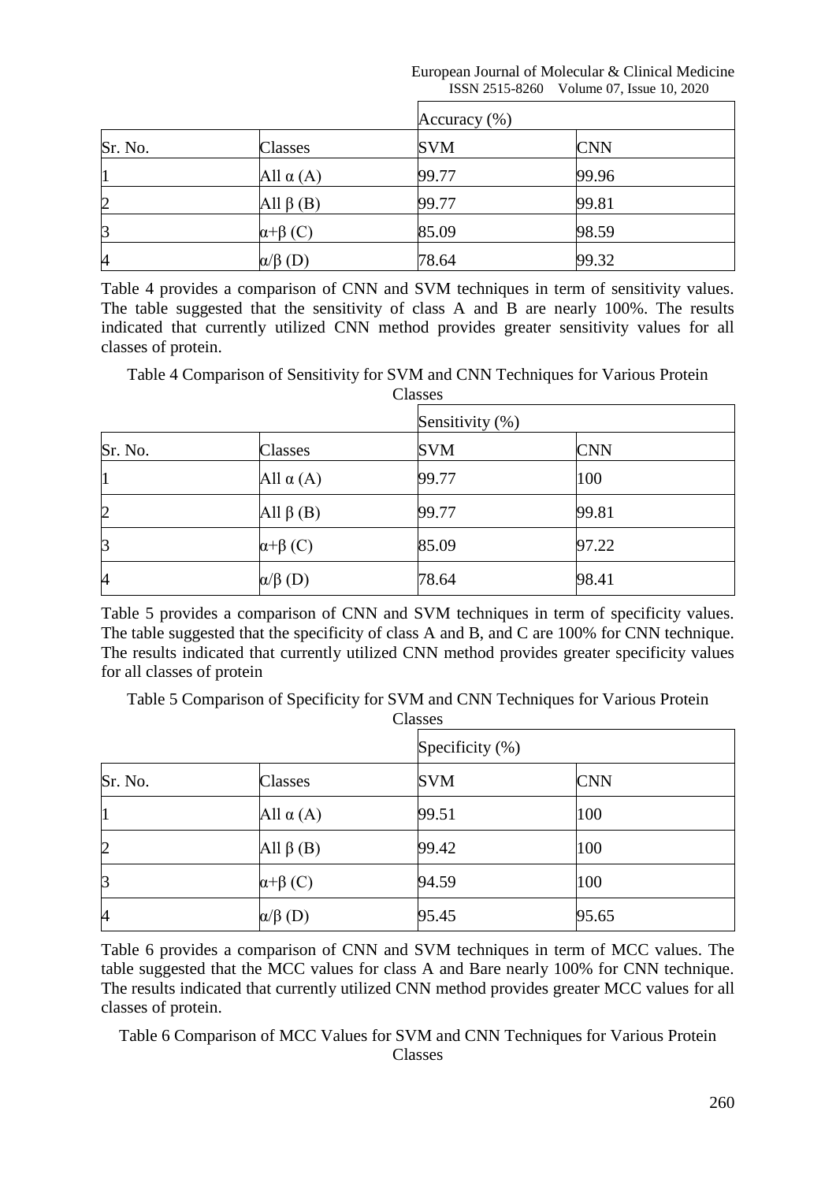| | | Accuracy (%) | |
|---|---|---|---|
| Sr. No. | Classes | SVM | CNN |
| 1 | All α (A) | 99.77 | 99.96 |
| 2 | All β (B) | 99.77 | 99.81 |
| 3 | α+β (C) | 85.09 | 98.59 |
| 4 | α/β (D) | 78.64 | 99.32 |

Table 4 provides a comparison of CNN and SVM techniques in term of sensitivity values. The table suggested that the sensitivity of class A and B are nearly 100%. The results indicated that currently utilized CNN method provides greater sensitivity values for all classes of protein.

Table 4 Comparison of Sensitivity for SVM and CNN Techniques for Various Protein Classes

| | | Sensitivity (%) | |
|---|---|---|---|
| Sr. No. | Classes | SVM | CNN |
| 1 | All α (A) | 99.77 | 100 |
| 2 | All β (B) | 99.77 | 99.81 |
| 3 | α+β (C) | 85.09 | 97.22 |
| 4 | α/β (D) | 78.64 | 98.41 |

Table 5 provides a comparison of CNN and SVM techniques in term of specificity values. The table suggested that the specificity of class A and B, and C are 100% for CNN technique. The results indicated that currently utilized CNN method provides greater specificity values for all classes of protein

Table 5 Comparison of Specificity for SVM and CNN Techniques for Various Protein Classes

| | | Specificity (%) | |
|---|---|---|---|
| Sr. No. | Classes | SVM | CNN |
| 1 | All α (A) | 99.51 | 100 |
| 2 | All β (B) | 99.42 | 100 |
| 3 | α+β (C) | 94.59 | 100 |
| 4 | α/β (D) | 95.45 | 95.65 |

Table 6 provides a comparison of CNN and SVM techniques in term of MCC values. The table suggested that the MCC values for class A and Bare nearly 100% for CNN technique. The results indicated that currently utilized CNN method provides greater MCC values for all classes of protein.

Table 6 Comparison of MCC Values for SVM and CNN Techniques for Various Protein Classes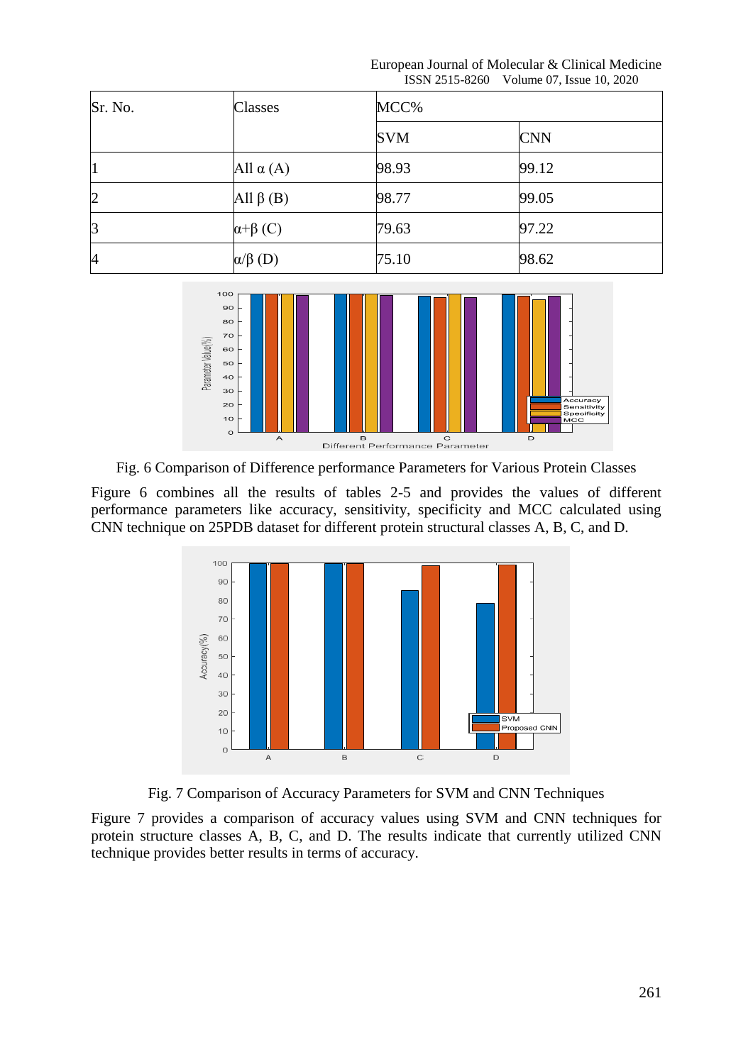| Sr. No. | Classes | MCC% | |
|---|---|---|---|
| | | SVM | CNN |
| 1 | All α (A) | 98.93 | 99.12 |
| 2 | All β (B) | 98.77 | 99.05 |
| 3 | α+β (C) | 79.63 | 97.22 |
| 4 | α/β (D) | 75.10 | 98.62 |

Fig. 6 Comparison of Difference performance Parameters for Various Protein Classes

Figure 6 combines all the results of tables 2-5 and provides the values of different performance parameters like accuracy, sensitivity, specificity and MCC calculated using CNN technique on 25PDB dataset for different protein structural classes A, B, C, and D.

Fig. 7 Comparison of Accuracy Parameters for SVM and CNN Techniques

Figure 7 provides a comparison of accuracy values using SVM and CNN techniques for protein structure classes A, B, C, and D. The results indicate that currently utilized CNN technique provides better results in terms of accuracy.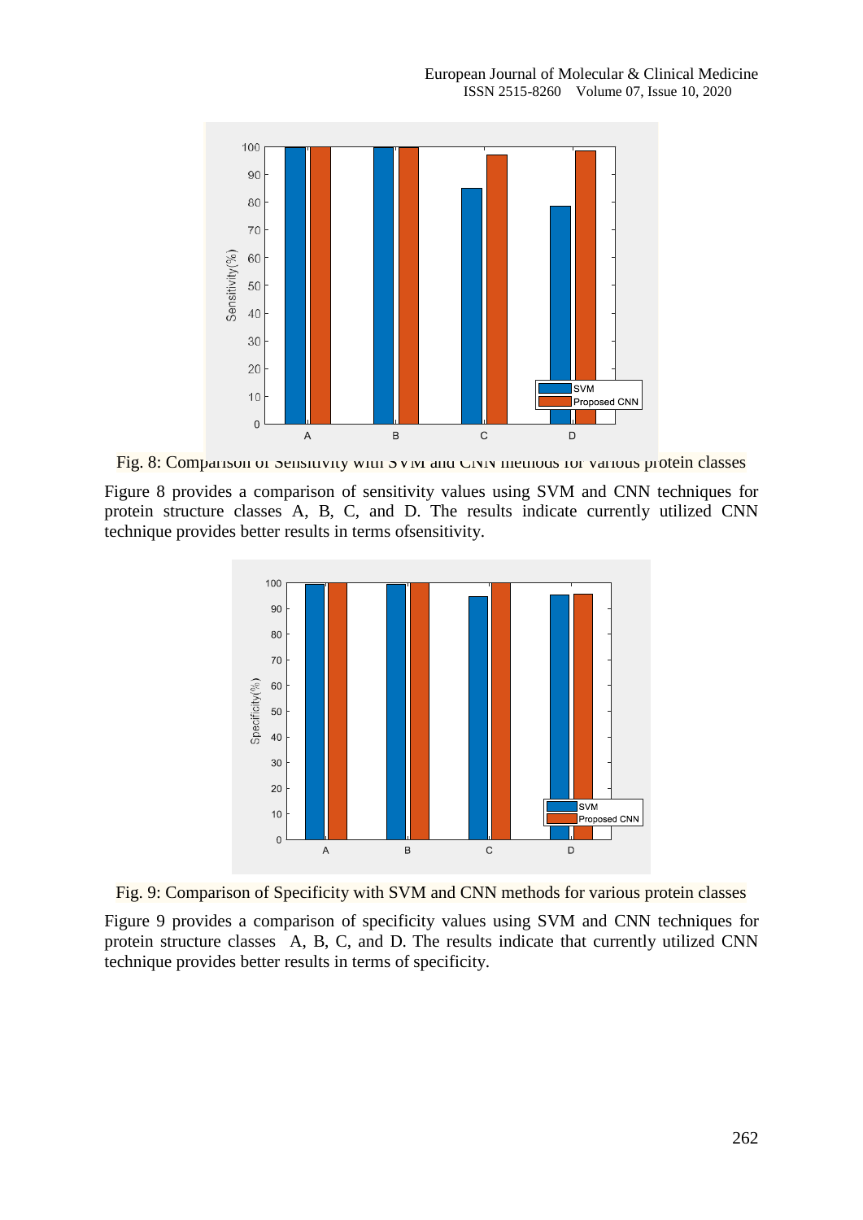Fig. 8: Comparison of Sensitivity with SVM and CNN methods for various protein classes

Figure 8 provides a comparison of sensitivity values using SVM and CNN techniques for protein structure classes A, B, C, and D. The results indicate currently utilized CNN technique provides better results in terms ofsensitivity.

Fig. 9: Comparison of Specificity with SVM and CNN methods for various protein classes

Figure 9 provides a comparison of specificity values using SVM and CNN techniques for protein structure classes A, B, C, and D. The results indicate that currently utilized CNN technique provides better results in terms of specificity.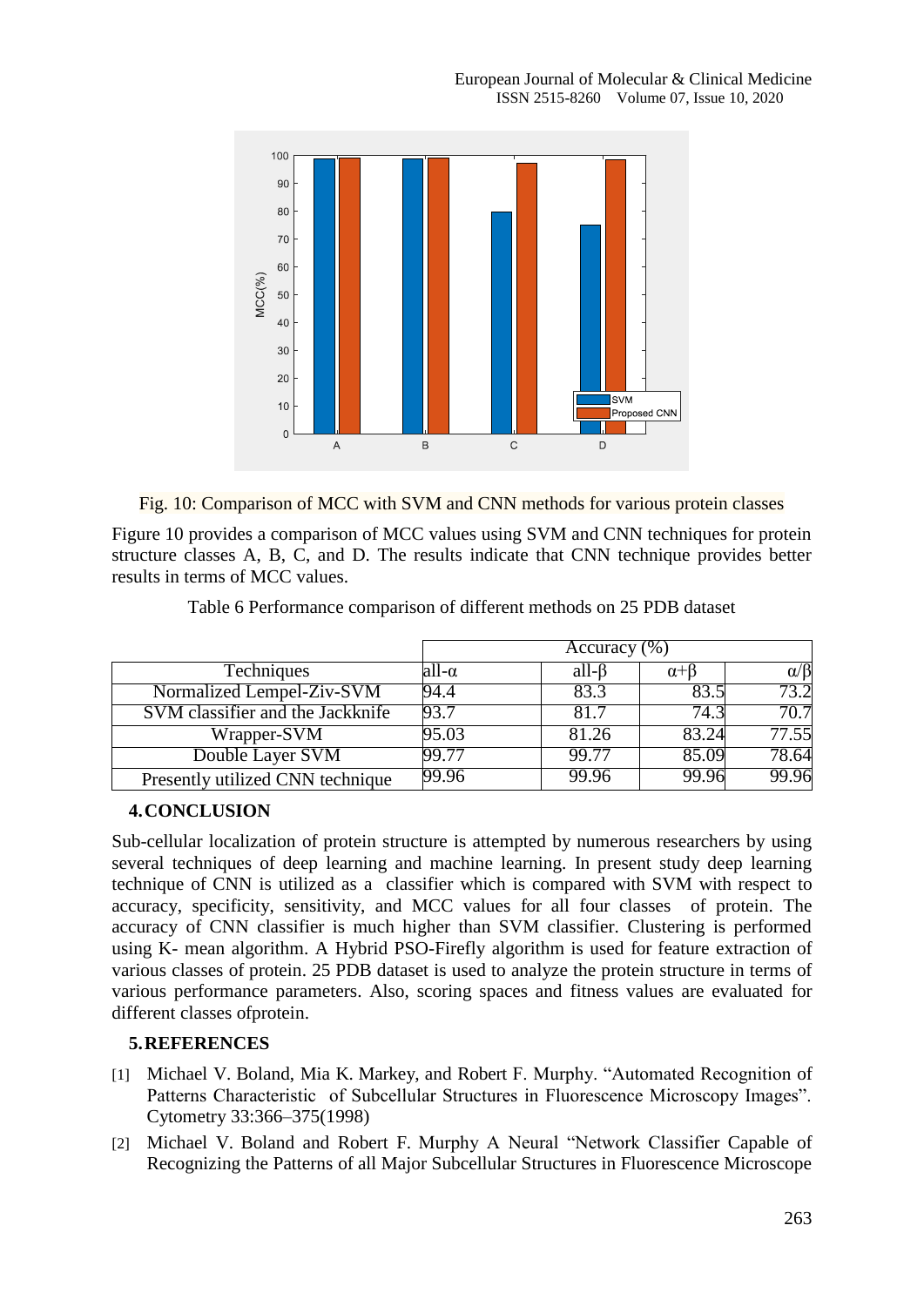Fig. 10: Comparison of MCC with SVM and CNN methods for various protein classes

Figure 10 provides a comparison of MCC values using SVM and CNN techniques for protein structure classes A, B, C, and D. The results indicate that CNN technique provides better results in terms of MCC values.

Table 6 Performance comparison of different methods on 25 PDB dataset

| | Accuracy (%) | | | |
|---|---|---|---|---|
| Techniques | all-α | all-β | α+β | α/β |
| Normalized Lempel-Ziv-SVM | 94.4 | 83.3 | 83.5 | 73.2 |
| SVM classifier and the Jackknife | 93.7 | 81.7 | 74.3 | 70.7 |
| Wrapper-SVM | 95.03 | 81.26 | 83.24 | 77.55 |
| Double Layer SVM | 99.77 | 99.77 | 85.09 | 78.64 |
| Presently utilized CNN technique | 99.96 | 99.96 | 99.96 | 99.96 |

## 4. CONCLUSION

Sub-cellular localization of protein structure is attempted by numerous researchers by using several techniques of deep learning and machine learning. In present study deep learning technique of CNN is utilized as a classifier which is compared with SVM with respect to accuracy, specificity, sensitivity, and MCC values for all four classes of protein. The accuracy of CNN classifier is much higher than SVM classifier. Clustering is performed using K- mean algorithm. A Hybrid PSO-Firefly algorithm is used for feature extraction of various classes of protein. 25 PDB dataset is used to analyze the protein structure in terms of various performance parameters. Also, scoring spaces and fitness values are evaluated for different classes ofprotein.

## 5. REFERENCES

[1] Michael V. Boland, Mia K. Markey, and Robert F. Murphy. "Automated Recognition of Patterns Characteristic of Subcellular Structures in Fluorescence Microscopy Images". Cytometry 33:366–375(1998)

[2] Michael V. Boland and Robert F. Murphy A Neural "Network Classifier Capable of Recognizing the Patterns of all Major Subcellular Structures in Fluorescence Microscope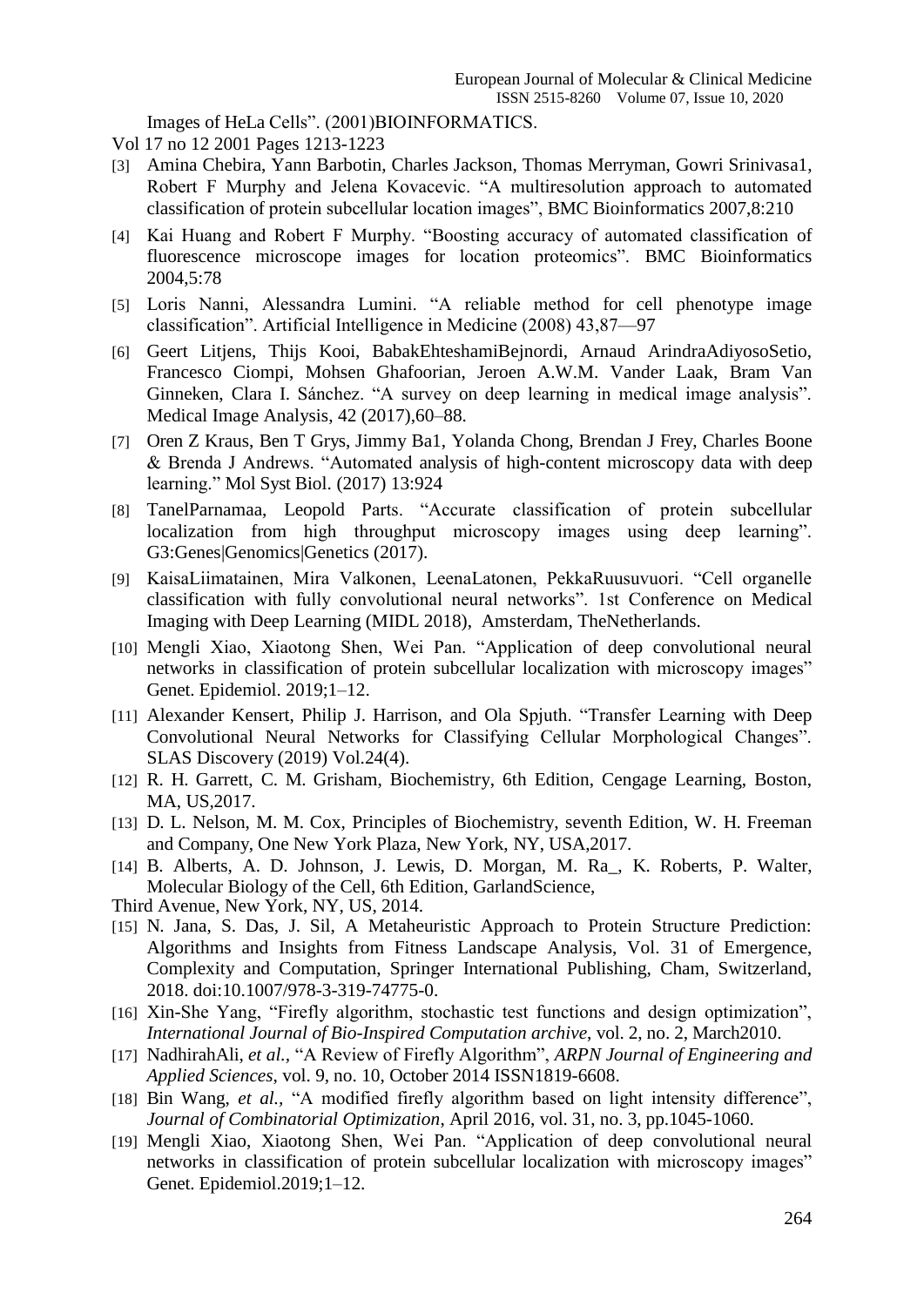Images of HeLa Cells". (2001)BIOINFORMATICS.
Vol 17 no 12 2001 Pages 1213-1223

[3] Amina Chebira, Yann Barbotin, Charles Jackson, Thomas Merryman, Gowri Srinivasa1, Robert F Murphy and Jelena Kovacevic. "A multiresolution approach to automated classification of protein subcellular location images", BMC Bioinformatics 2007,8:210

[4] Kai Huang and Robert F Murphy. "Boosting accuracy of automated classification of fluorescence microscope images for location proteomics". BMC Bioinformatics 2004,5:78

[5] Loris Nanni, Alessandra Lumini. "A reliable method for cell phenotype image classification". Artificial Intelligence in Medicine (2008) 43,87—97

[6] Geert Litjens, Thijs Kooi, BabakEhteshamiBejnordi, Arnaud ArindraAdiyosoSetio, Francesco Ciompi, Mohsen Ghafoorian, Jeroen A.W.M. Vander Laak, Bram Van Ginneken, Clara I. Sánchez. "A survey on deep learning in medical image analysis". Medical Image Analysis, 42 (2017),60–88.

[7] Oren Z Kraus, Ben T Grys, Jimmy Ba1, Yolanda Chong, Brendan J Frey, Charles Boone & Brenda J Andrews. "Automated analysis of high-content microscopy data with deep learning." Mol Syst Biol. (2017) 13:924

[8] TanelParnamaa, Leopold Parts. "Accurate classification of protein subcellular localization from high throughput microscopy images using deep learning". G3:Genes|Genomics|Genetics (2017).

[9] KaisaLiimatainen, Mira Valkonen, LeenaLatonen, PekkaRuusuvuori. "Cell organelle classification with fully convolutional neural networks". 1st Conference on Medical Imaging with Deep Learning (MIDL 2018), Amsterdam, TheNetherlands.

[10] Mengli Xiao, Xiaotong Shen, Wei Pan. "Application of deep convolutional neural networks in classification of protein subcellular localization with microscopy images" Genet. Epidemiol. 2019;1–12.

[11] Alexander Kensert, Philip J. Harrison, and Ola Spjuth. "Transfer Learning with Deep Convolutional Neural Networks for Classifying Cellular Morphological Changes". SLAS Discovery (2019) Vol.24(4).

[12] R. H. Garrett, C. M. Grisham, Biochemistry, 6th Edition, Cengage Learning, Boston, MA, US,2017.

[13] D. L. Nelson, M. M. Cox, Principles of Biochemistry, seventh Edition, W. H. Freeman and Company, One New York Plaza, New York, NY, USA,2017.

[14] B. Alberts, A. D. Johnson, J. Lewis, D. Morgan, M. Ra_, K. Roberts, P. Walter, Molecular Biology of the Cell, 6th Edition, GarlandScience,
Third Avenue, New York, NY, US, 2014.

[15] N. Jana, S. Das, J. Sil, A Metaheuristic Approach to Protein Structure Prediction: Algorithms and Insights from Fitness Landscape Analysis, Vol. 31 of Emergence, Complexity and Computation, Springer International Publishing, Cham, Switzerland, 2018. doi:10.1007/978-3-319-74775-0.

[16] Xin-She Yang, "Firefly algorithm, stochastic test functions and design optimization", *International Journal of Bio-Inspired Computation archive*, vol. 2, no. 2, March2010.

[17] NadhirahAli, *et al.*, "A Review of Firefly Algorithm", *ARPN Journal of Engineering and Applied Sciences*, vol. 9, no. 10, October 2014 ISSN1819-6608.

[18] Bin Wang, *et al.*, "A modified firefly algorithm based on light intensity difference", *Journal of Combinatorial Optimization*, April 2016, vol. 31, no. 3, pp.1045-1060.

[19] Mengli Xiao, Xiaotong Shen, Wei Pan. "Application of deep convolutional neural networks in classification of protein subcellular localization with microscopy images" Genet. Epidemiol.2019;1–12.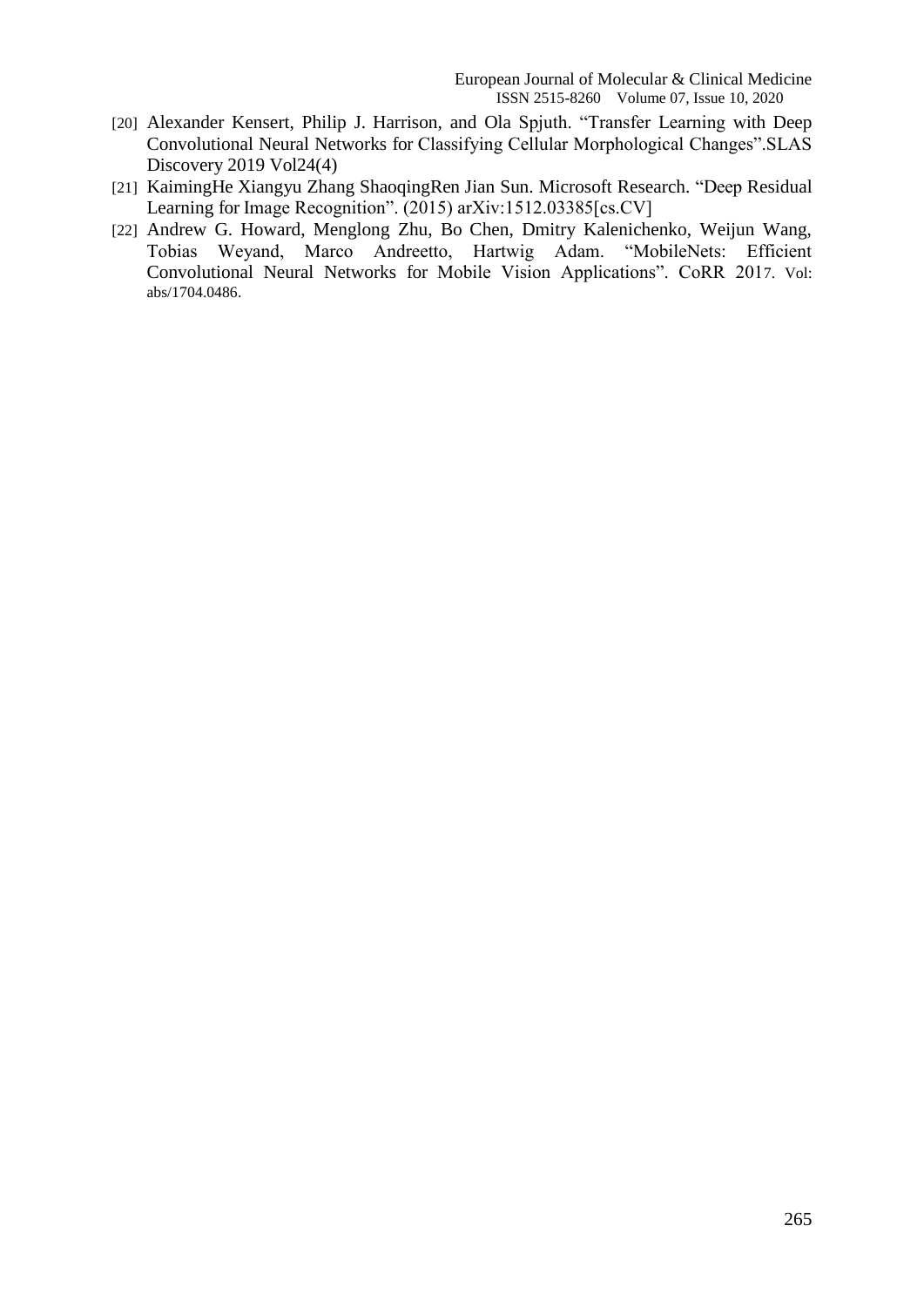[20] Alexander Kensert, Philip J. Harrison, and Ola Spjuth. "Transfer Learning with Deep Convolutional Neural Networks for Classifying Cellular Morphological Changes".SLAS Discovery 2019 Vol24(4)

[21] KaimingHe Xiangyu Zhang ShaoqingRen Jian Sun. Microsoft Research. "Deep Residual Learning for Image Recognition". (2015) arXiv:1512.03385[cs.CV]

[22] Andrew G. Howard, Menglong Zhu, Bo Chen, Dmitry Kalenichenko, Weijun Wang, Tobias Weyand, Marco Andreetto, Hartwig Adam. "MobileNets: Efficient Convolutional Neural Networks for Mobile Vision Applications". CoRR 2017. Vol: abs/1704.0486.